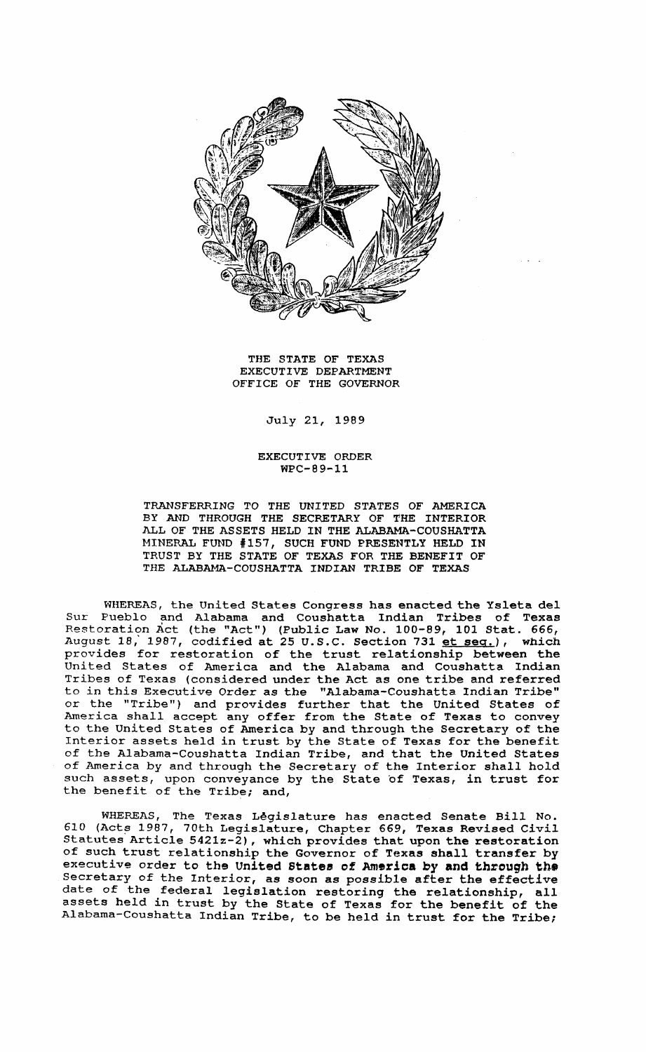THE STATE OF TEXAS
EXECUTIVE DEPARTMENT
OFFICE OF THE GOVERNOR

July 21, 1989

EXECUTIVE ORDER
WPC-89-11

TRANSFERRING TO THE UNITED STATES OF AMERICA BY AND THROUGH THE SECRETARY OF THE INTERIOR ALL OF THE ASSETS HELD IN THE ALABAMA-COUSHATTA MINERAL FUND #157, SUCH FUND PRESENTLY HELD IN TRUST BY THE STATE OF TEXAS FOR THE BENEFIT OF THE ALABAMA-COUSHATTA INDIAN TRIBE OF TEXAS

WHEREAS, the United States Congress has enacted the Ysleta del Sur Pueblo and Alabama and Coushatta Indian Tribes of Texas Restoration Act (the "Act") (Public Law No. 100-89, 101 Stat. 666, August 18, 1987, codified at 25 U.S.C. Section 731 et seq.), which provides for restoration of the trust relationship between the United States of America and the Alabama and Coushatta Indian Tribes of Texas (considered under the Act as one tribe and referred to in this Executive Order as the "Alabama-Coushatta Indian Tribe" or the "Tribe") and provides further that the United States of America shall accept any offer from the State of Texas to convey to the United States of America by and through the Secretary of the Interior assets held in trust by the State of Texas for the benefit of the Alabama-Coushatta Indian Tribe, and that the United States of America by and through the Secretary of the Interior shall hold such assets, upon conveyance by the State of Texas, in trust for the benefit of the Tribe; and,

WHEREAS, The Texas Legislature has enacted Senate Bill No. 610 (Acts 1987, 70th Legislature, Chapter 669, Texas Revised Civil Statutes Article 5421z-2), which provides that upon the restoration of such trust relationship the Governor of Texas shall transfer by executive order to the United States of America by and through the Secretary of the Interior, as soon as possible after the effective date of the federal legislation restoring the relationship, all assets held in trust by the State of Texas for the benefit of the Alabama-Coushatta Indian Tribe, to be held in trust for the Tribe;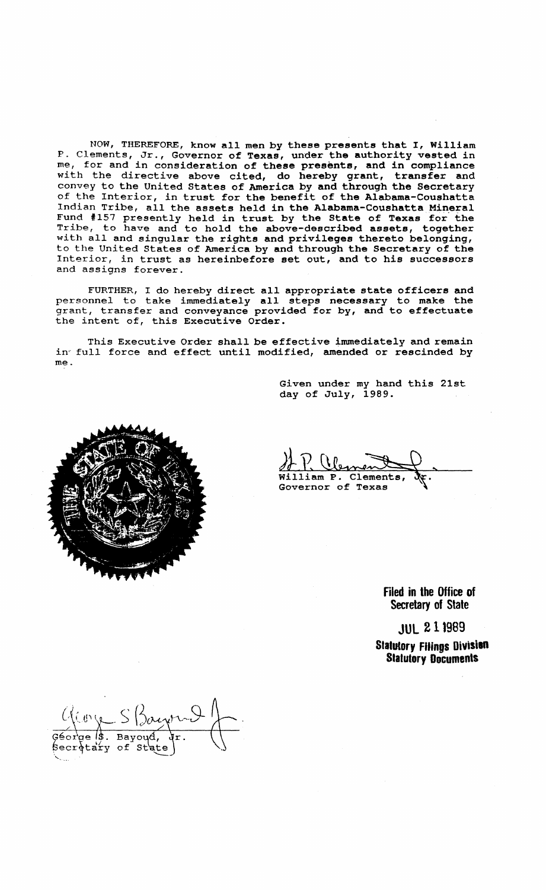NOW, THEREFORE, know all men by these presents that I, William P. Clements, Jr., Governor of Texas, under the authority vested in me, for and in consideration of these presents, and in compliance with the directive above cited, do hereby grant, transfer and convey to the United States of America by and through the Secretary of the Interior, in trust for the benefit of the Alabama-Coushatta Indian Tribe, all the assets held in the Alabama-Coushatta Mineral Fund #157 presently held in trust by the State of Texas for the Tribe, to have and to hold the above-described assets, together with all and singular the rights and privileges thereto belonging, to the United States of America by and through the Secretary of the Interior, in trust as hereinbefore set out, and to his successors and assigns forever.

FURTHER, I do hereby direct all appropriate state officers and personnel to take immediately all steps necessary to make the grant, transfer and conveyance provided for by, and to effectuate the intent of, this Executive Order.

This Executive Order shall be effective immediately and remain in full force and effect until modified, amended or rescinded by me.

Given under my hand this 21st day of July, 1989.

William P. Clements, Jr.
Governor of Texas

**Filed in the Office of Secretary of State**

**JUL 21 1989**

**Statutory Filings Division**
**Statutory Documents**

George S. Bayoud, Jr.
Secretary of State